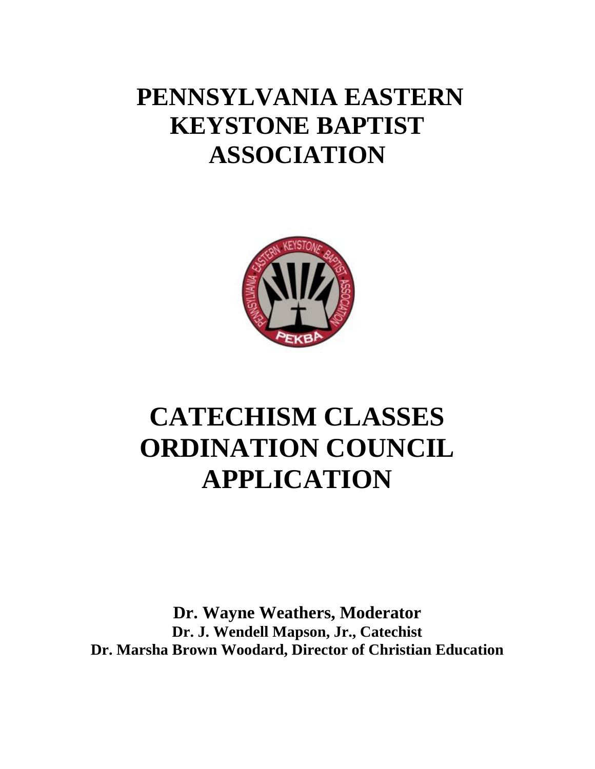# PENNSYLVANIA EASTERN KEYSTONE BAPTIST ASSOCIATION

# CATECHISM CLASSES ORDINATION COUNCIL APPLICATION

**Dr. Wayne Weathers, Moderator**
**Dr. J. Wendell Mapson, Jr., Catechist**
**Dr. Marsha Brown Woodard, Director of Christian Education**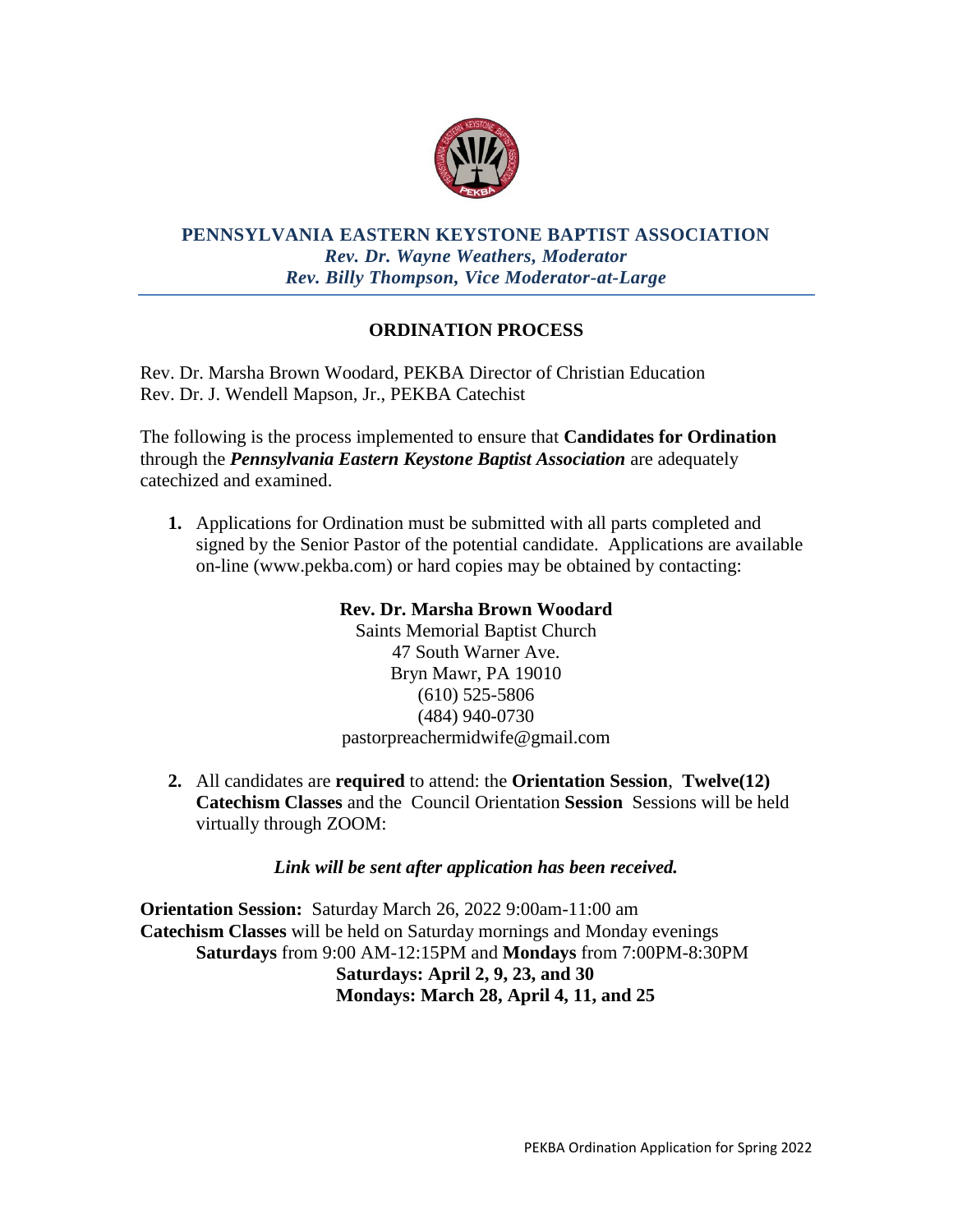**PENNSYLVANIA EASTERN KEYSTONE BAPTIST ASSOCIATION**
*Rev. Dr. Wayne Weathers, Moderator*
*Rev. Billy Thompson, Vice Moderator-at-Large*

## ORDINATION PROCESS

Rev. Dr. Marsha Brown Woodard, PEKBA Director of Christian Education
Rev. Dr. J. Wendell Mapson, Jr., PEKBA Catechist

The following is the process implemented to ensure that **Candidates for Ordination** through the ***Pennsylvania Eastern Keystone Baptist Association*** are adequately catechized and examined.

1. Applications for Ordination must be submitted with all parts completed and signed by the Senior Pastor of the potential candidate. Applications are available on-line (www.pekba.com) or hard copies may be obtained by contacting:

   **Rev. Dr. Marsha Brown Woodard**
   Saints Memorial Baptist Church
   47 South Warner Ave.
   Bryn Mawr, PA 19010
   (610) 525-5806
   (484) 940-0730
   pastorpreachermidwife@gmail.com

2. All candidates are **required** to attend: the **Orientation Session**, **Twelve(12) Catechism Classes** and the Council Orientation **Session** Sessions will be held virtually through ZOOM:

   ***Link will be sent after application has been received.***

**Orientation Session:** Saturday March 26, 2022 9:00am-11:00 am
**Catechism Classes** will be held on Saturday mornings and Monday evenings
**Saturdays** from 9:00 AM-12:15PM and **Mondays** from 7:00PM-8:30PM
**Saturdays: April 2, 9, 23, and 30**
**Mondays: March 28, April 4, 11, and 25**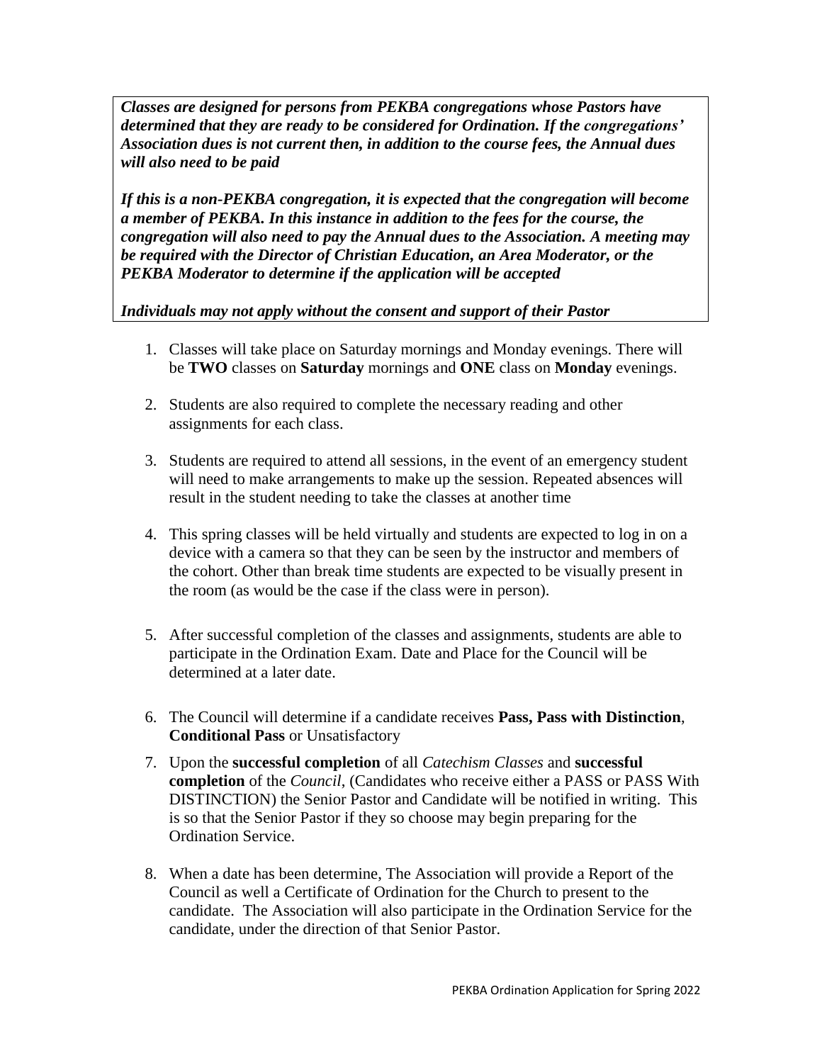***Classes are designed for persons from PEKBA congregations whose Pastors have determined that they are ready to be considered for Ordination. If the congregations' Association dues is not current then, in addition to the course fees, the Annual dues will also need to be paid***

***If this is a non-PEKBA congregation, it is expected that the congregation will become a member of PEKBA. In this instance in addition to the fees for the course, the congregation will also need to pay the Annual dues to the Association. A meeting may be required with the Director of Christian Education, an Area Moderator, or the PEKBA Moderator to determine if the application will be accepted***

***Individuals may not apply without the consent and support of their Pastor***

1. Classes will take place on Saturday mornings and Monday evenings. There will be **TWO** classes on **Saturday** mornings and **ONE** class on **Monday** evenings.

2. Students are also required to complete the necessary reading and other assignments for each class.

3. Students are required to attend all sessions, in the event of an emergency student will need to make arrangements to make up the session. Repeated absences will result in the student needing to take the classes at another time

4. This spring classes will be held virtually and students are expected to log in on a device with a camera so that they can be seen by the instructor and members of the cohort. Other than break time students are expected to be visually present in the room (as would be the case if the class were in person).

5. After successful completion of the classes and assignments, students are able to participate in the Ordination Exam. Date and Place for the Council will be determined at a later date.

6. The Council will determine if a candidate receives **Pass, Pass with Distinction**, **Conditional Pass** or Unsatisfactory

7. Upon the **successful completion** of all *Catechism Classes* and **successful completion** of the *Council*, (Candidates who receive either a PASS or PASS With DISTINCTION) the Senior Pastor and Candidate will be notified in writing. This is so that the Senior Pastor if they so choose may begin preparing for the Ordination Service.

8. When a date has been determine, The Association will provide a Report of the Council as well a Certificate of Ordination for the Church to present to the candidate. The Association will also participate in the Ordination Service for the candidate, under the direction of that Senior Pastor.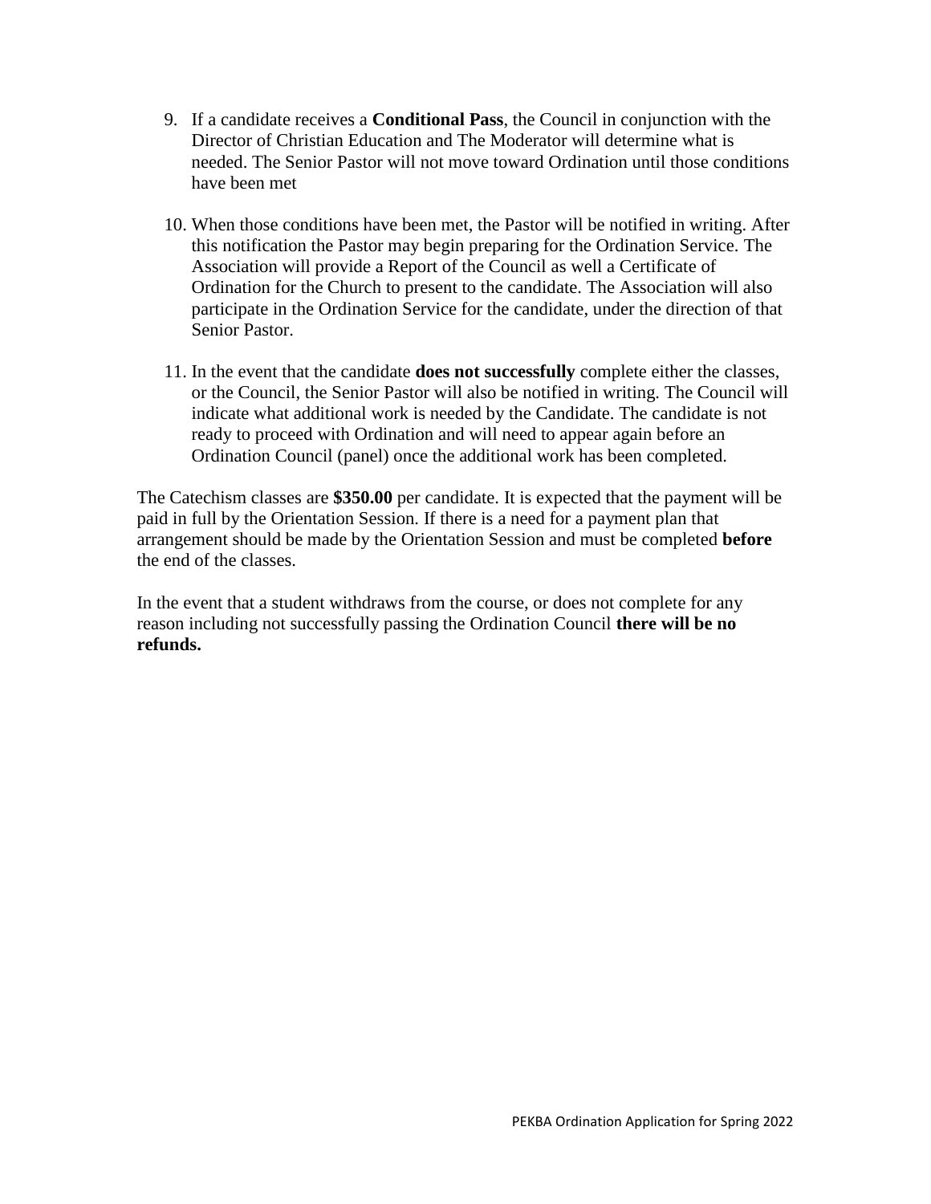9. If a candidate receives a **Conditional Pass**, the Council in conjunction with the Director of Christian Education and The Moderator will determine what is needed. The Senior Pastor will not move toward Ordination until those conditions have been met

10. When those conditions have been met, the Pastor will be notified in writing. After this notification the Pastor may begin preparing for the Ordination Service. The Association will provide a Report of the Council as well a Certificate of Ordination for the Church to present to the candidate. The Association will also participate in the Ordination Service for the candidate, under the direction of that Senior Pastor.

11. In the event that the candidate **does not successfully** complete either the classes, or the Council, the Senior Pastor will also be notified in writing. The Council will indicate what additional work is needed by the Candidate. The candidate is not ready to proceed with Ordination and will need to appear again before an Ordination Council (panel) once the additional work has been completed.

The Catechism classes are **$350.00** per candidate. It is expected that the payment will be paid in full by the Orientation Session. If there is a need for a payment plan that arrangement should be made by the Orientation Session and must be completed **before** the end of the classes.

In the event that a student withdraws from the course, or does not complete for any reason including not successfully passing the Ordination Council **there will be no refunds.**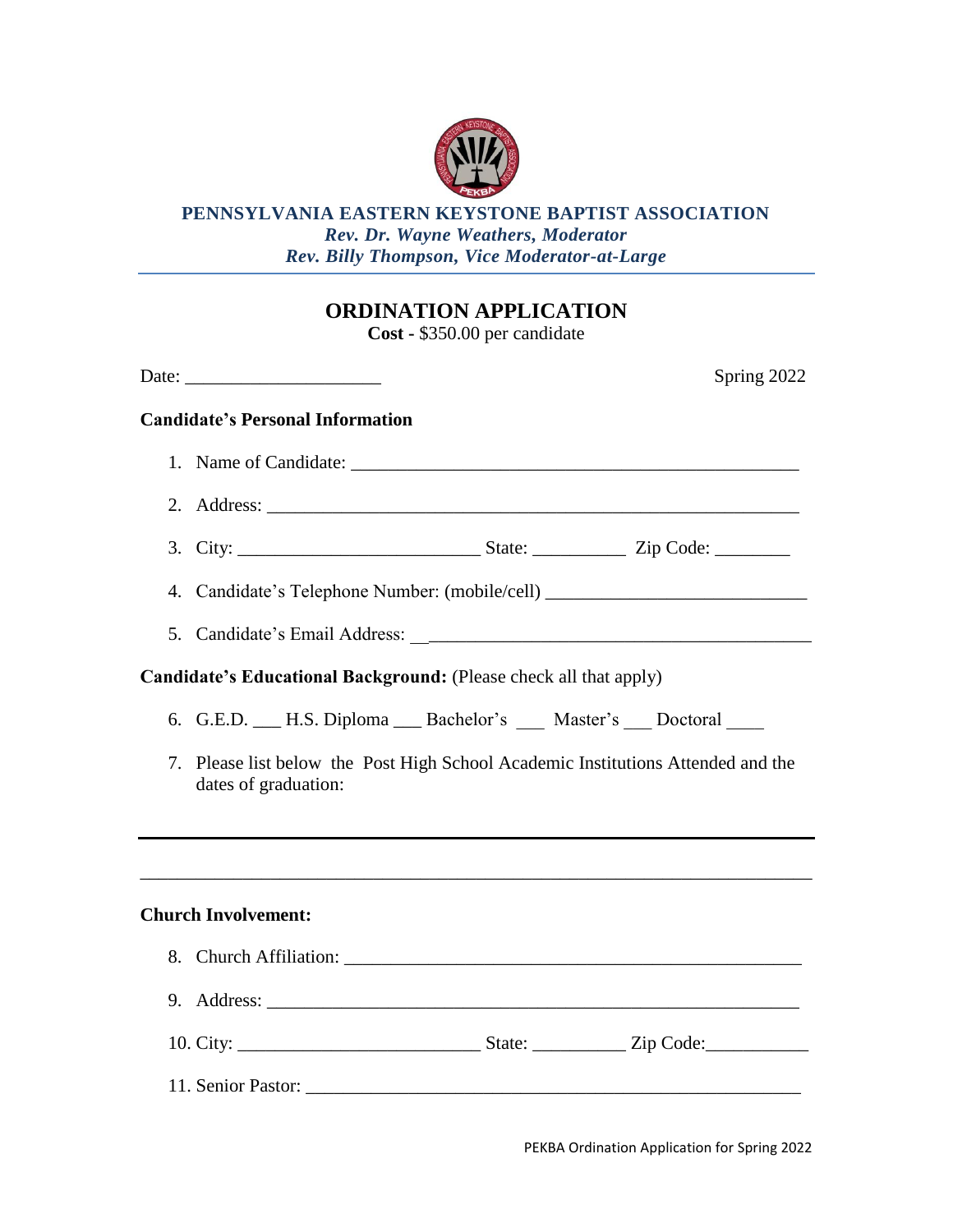**PENNSYLVANIA EASTERN KEYSTONE BAPTIST ASSOCIATION**
***Rev. Dr. Wayne Weathers, Moderator***
***Rev. Billy Thompson, Vice Moderator-at-Large***

---

# ORDINATION APPLICATION

**Cost -** $350.00 per candidate

Date: ____________________ Spring 2022

**Candidate's Personal Information**

1. Name of Candidate: _______________________________________________
2. Address: _______________________________________________________
3. City: _________________________ State: _________ Zip Code: _______
4. Candidate's Telephone Number: (mobile/cell) ___________________________
5. Candidate's Email Address: ______________________________________

**Candidate's Educational Background:** (Please check all that apply)

6. G.E.D. ___ H.S. Diploma ___ Bachelor's ___ Master's ___ Doctoral ____
7. Please list below the Post High School Academic Institutions Attended and the dates of graduation:

---

_______________________________________________________________________

**Church Involvement:**

8. Church Affiliation: _______________________________________________
9. Address: _______________________________________________________
10. City: _________________________ State: _________ Zip Code:__________
11. Senior Pastor: ___________________________________________________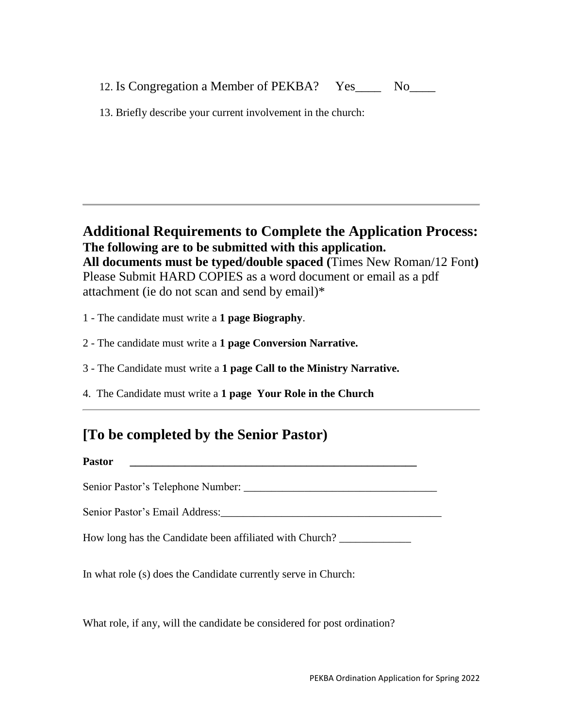12. Is Congregation a Member of PEKBA? Yes____ No____

13. Briefly describe your current involvement in the church:

---

## Additional Requirements to Complete the Application Process:

**The following are to be submitted with this application.**
**All documents must be typed/double spaced (**Times New Roman/12 Font**)**
Please Submit HARD COPIES as a word document or email as a pdf attachment (ie do not scan and send by email)*

1 - The candidate must write a **1 page Biography**.

2 - The candidate must write a **1 page Conversion Narrative.**

3 - The Candidate must write a **1 page Call to the Ministry Narrative.**

4. The Candidate must write a **1 page Your Role in the Church**

---

## [To be completed by the Senior Pastor)

**Pastor** ______________________________________________

Senior Pastor's Telephone Number: ___________________________________

Senior Pastor's Email Address:________________________________________

How long has the Candidate been affiliated with Church? _____________

In what role (s) does the Candidate currently serve in Church:

What role, if any, will the candidate be considered for post ordination?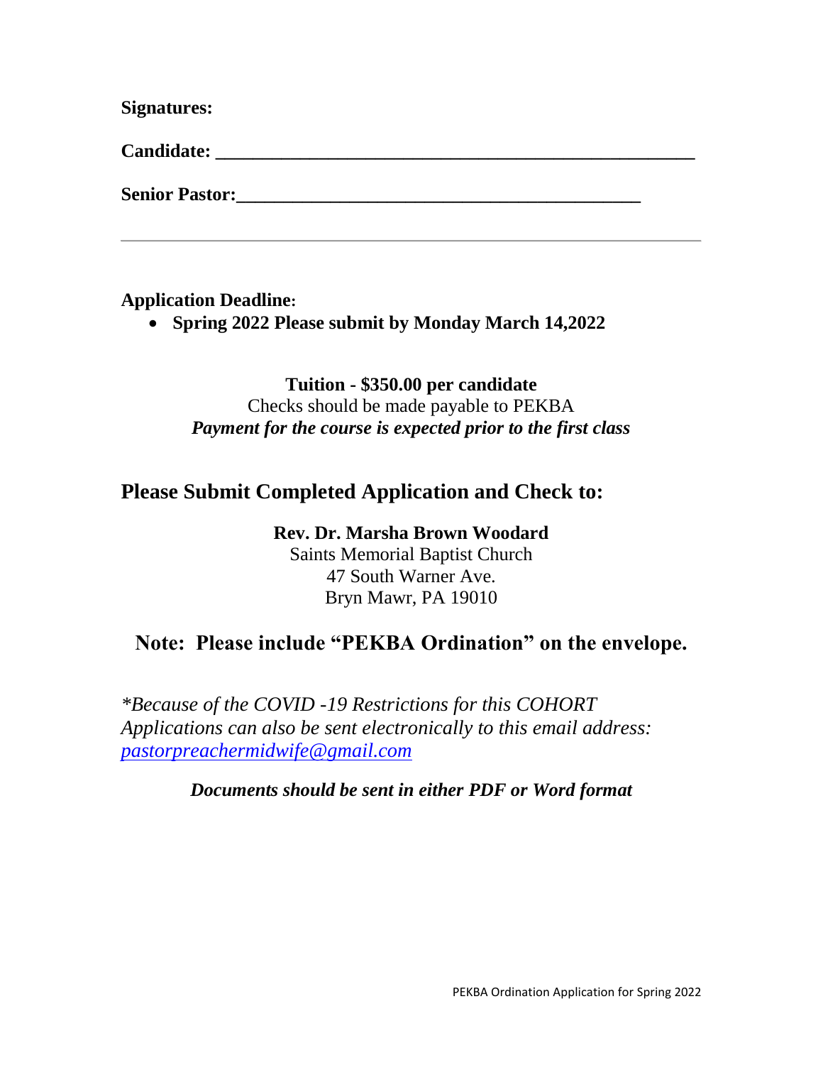**Signatures:**

**Candidate:** ______________________________________________

**Senior Pastor:**________________________________________

---

**Application Deadline:**

- **Spring 2022 Please submit by Monday March 14,2022**

**Tuition - $350.00 per candidate**
Checks should be made payable to PEKBA
***Payment for the course is expected prior to the first class***

## Please Submit Completed Application and Check to:

**Rev. Dr. Marsha Brown Woodard**
Saints Memorial Baptist Church
47 South Warner Ave.
Bryn Mawr, PA 19010

## Note: Please include "PEKBA Ordination" on the envelope.

*\*Because of the COVID -19 Restrictions for this COHORT Applications can also be sent electronically to this email address: pastorpreachermidwife@gmail.com*

***Documents should be sent in either PDF or Word format***